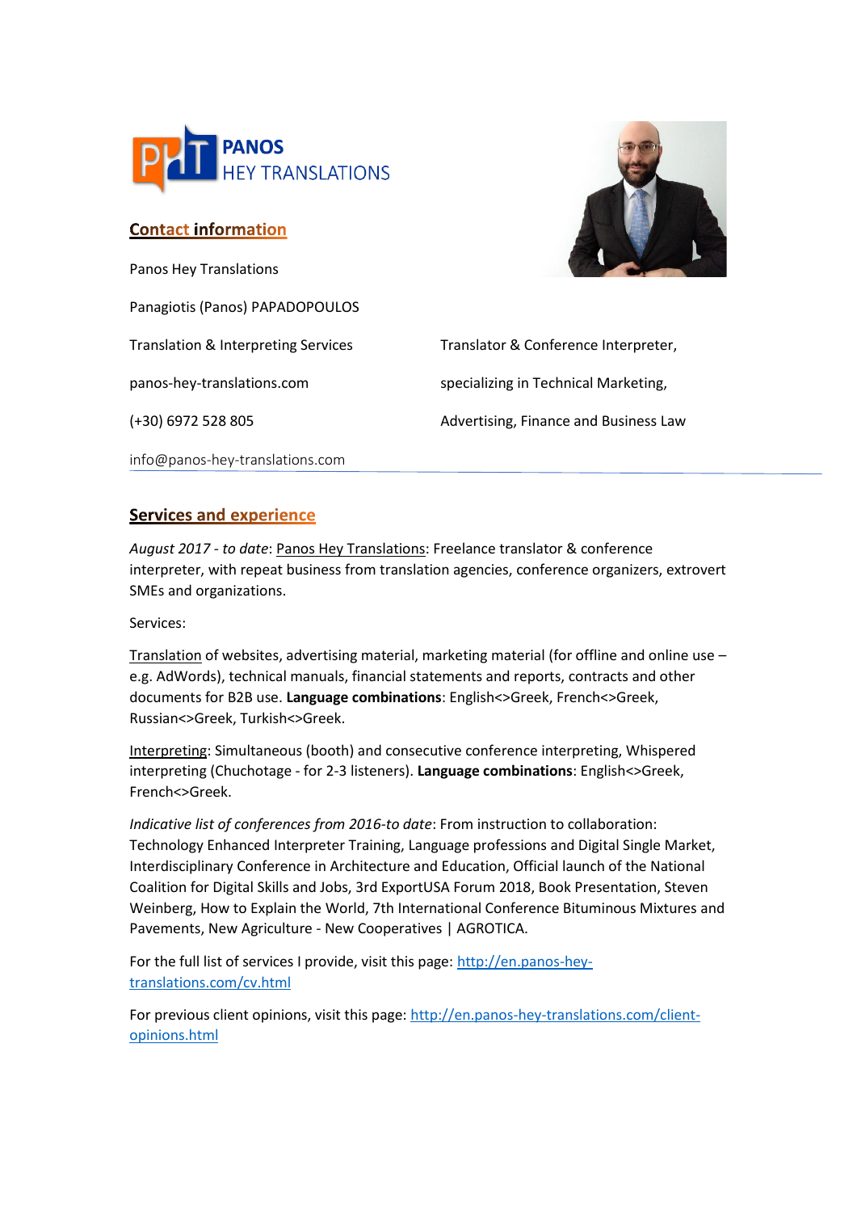PANOS
HEY TRANSLATIONS

## Contact information

Panos Hey Translations

Panagiotis (Panos) PAPADOPOULOS

Translation & Interpreting Services

panos-hey-translations.com

(+30) 6972 528 805

info@panos-hey-translations.com

Translator & Conference Interpreter,

specializing in Technical Marketing,

Advertising, Finance and Business Law

## Services and experience

*August 2017 - to date*: Panos Hey Translations: Freelance translator & conference interpreter, with repeat business from translation agencies, conference organizers, extrovert SMEs and organizations.

Services:

Translation of websites, advertising material, marketing material (for offline and online use – e.g. AdWords), technical manuals, financial statements and reports, contracts and other documents for B2B use. **Language combinations**: English<>Greek, French<>Greek, Russian<>Greek, Turkish<>Greek.

Interpreting: Simultaneous (booth) and consecutive conference interpreting, Whispered interpreting (Chuchotage - for 2-3 listeners). **Language combinations**: English<>Greek, French<>Greek.

*Indicative list of conferences from 2016-to date*: From instruction to collaboration: Technology Enhanced Interpreter Training, Language professions and Digital Single Market, Interdisciplinary Conference in Architecture and Education, Official launch of the National Coalition for Digital Skills and Jobs, 3rd ExportUSA Forum 2018, Book Presentation, Steven Weinberg, How to Explain the World, 7th International Conference Bituminous Mixtures and Pavements, New Agriculture - New Cooperatives | AGROTICA.

For the full list of services I provide, visit this page: http://en.panos-hey-translations.com/cv.html

For previous client opinions, visit this page: http://en.panos-hey-translations.com/client-opinions.html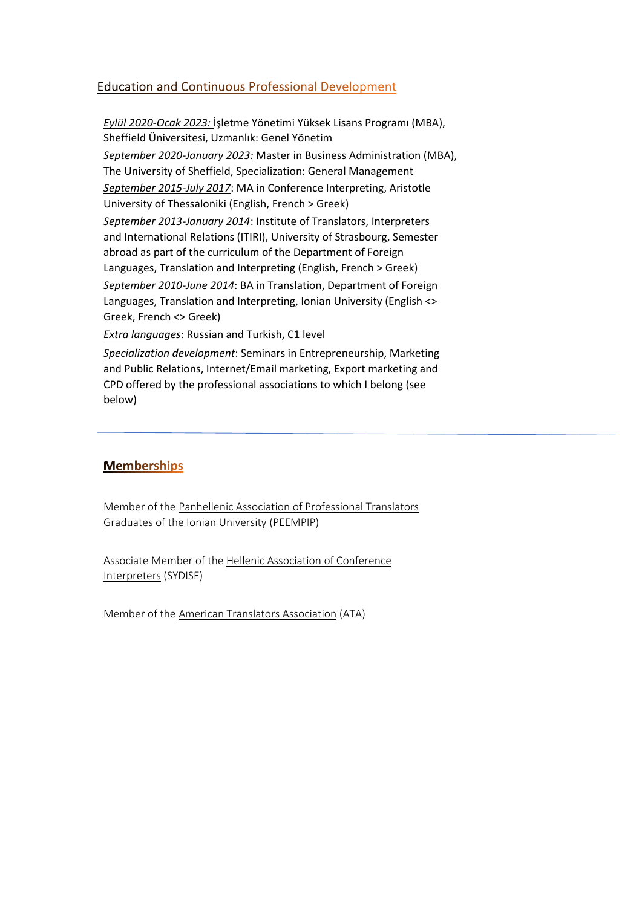## Education and Continuous Professional Development

*Eylül 2020-Ocak 2023:* İşletme Yönetimi Yüksek Lisans Programı (MBA), Sheffield Üniversitesi, Uzmanlık: Genel Yönetim

*September 2020-January 2023:* Master in Business Administration (MBA), The University of Sheffield, Specialization: General Management

*September 2015-July 2017*: MA in Conference Interpreting, Aristotle University of Thessaloniki (English, French > Greek)

*September 2013-January 2014*: Institute of Translators, Interpreters and International Relations (ITIRI), University of Strasbourg, Semester abroad as part of the curriculum of the Department of Foreign Languages, Translation and Interpreting (English, French > Greek)

*September 2010-June 2014*: BA in Translation, Department of Foreign Languages, Translation and Interpreting, Ionian University (English <> Greek, French <> Greek)

*Extra languages*: Russian and Turkish, C1 level

*Specialization development*: Seminars in Entrepreneurship, Marketing and Public Relations, Internet/Email marketing, Export marketing and CPD offered by the professional associations to which I belong (see below)

---

## **Memberships**

Member of the Panhellenic Association of Professional Translators Graduates of the Ionian University (PEEMPIP)

Associate Member of the Hellenic Association of Conference Interpreters (SYDISE)

Member of the American Translators Association (ATA)